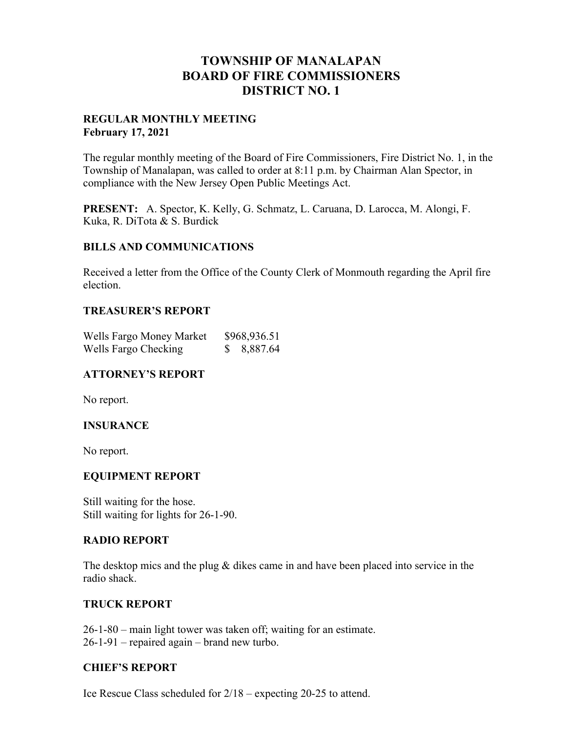# TOWNSHIP OF MANALAPAN
# BOARD OF FIRE COMMISSIONERS
# DISTRICT NO. 1

**REGULAR MONTHLY MEETING**
**February 17, 2021**

The regular monthly meeting of the Board of Fire Commissioners, Fire District No. 1, in the Township of Manalapan, was called to order at 8:11 p.m. by Chairman Alan Spector, in compliance with the New Jersey Open Public Meetings Act.

**PRESENT:** A. Spector, K. Kelly, G. Schmatz, L. Caruana, D. Larocca, M. Alongi, F. Kuka, R. DiTota & S. Burdick

## BILLS AND COMMUNICATIONS

Received a letter from the Office of the County Clerk of Monmouth regarding the April fire election.

## TREASURER'S REPORT

| | |
|---|---|
| Wells Fargo Money Market | $968,936.51 |
| Wells Fargo Checking | $ 8,887.64 |

## ATTORNEY'S REPORT

No report.

## INSURANCE

No report.

## EQUIPMENT REPORT

Still waiting for the hose.
Still waiting for lights for 26-1-90.

## RADIO REPORT

The desktop mics and the plug & dikes came in and have been placed into service in the radio shack.

## TRUCK REPORT

26-1-80 – main light tower was taken off; waiting for an estimate.
26-1-91 – repaired again – brand new turbo.

## CHIEF'S REPORT

Ice Rescue Class scheduled for 2/18 – expecting 20-25 to attend.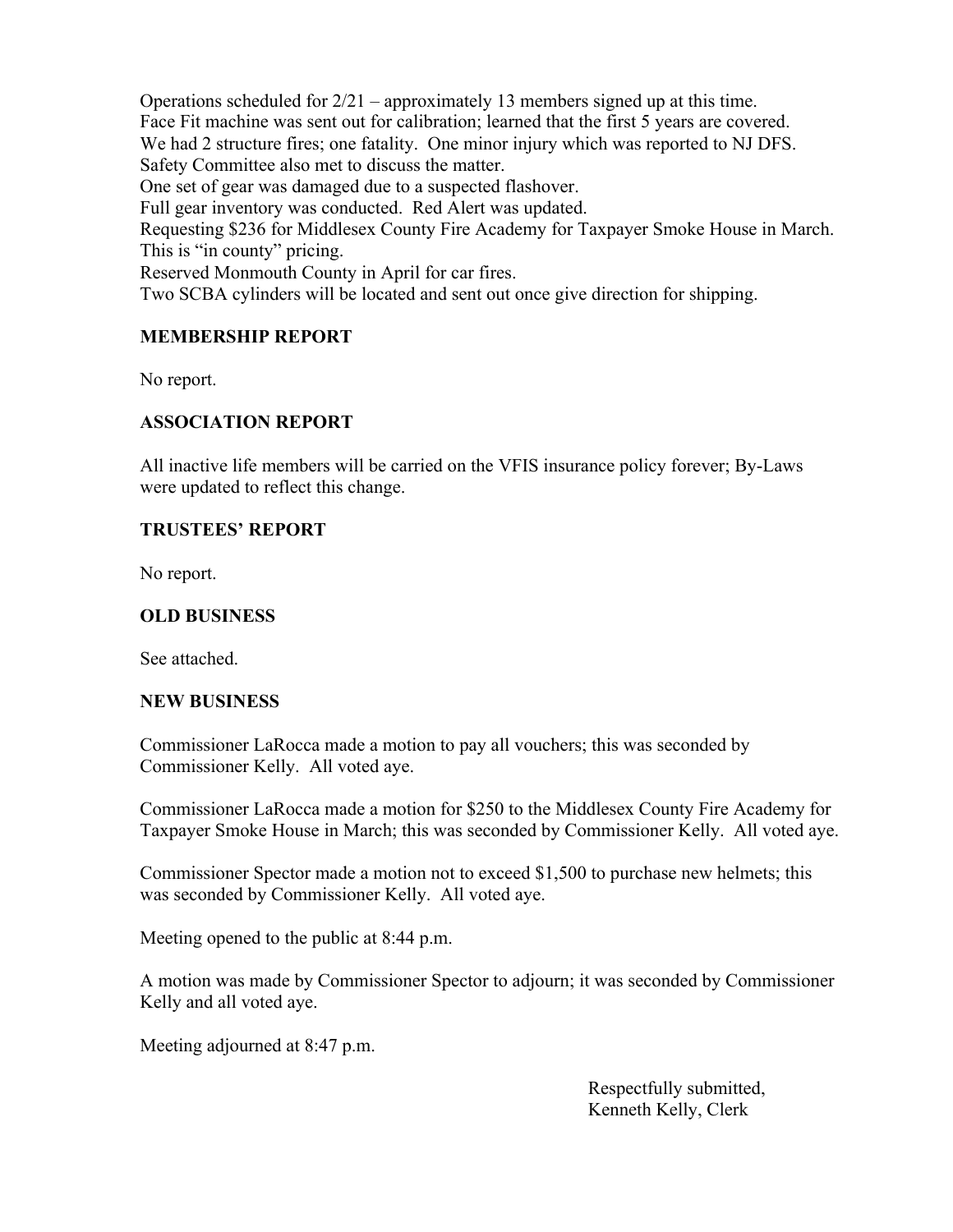Operations scheduled for 2/21 – approximately 13 members signed up at this time.
Face Fit machine was sent out for calibration; learned that the first 5 years are covered.
We had 2 structure fires; one fatality. One minor injury which was reported to NJ DFS.
Safety Committee also met to discuss the matter.
One set of gear was damaged due to a suspected flashover.
Full gear inventory was conducted. Red Alert was updated.
Requesting $236 for Middlesex County Fire Academy for Taxpayer Smoke House in March.
This is "in county" pricing.
Reserved Monmouth County in April for car fires.
Two SCBA cylinders will be located and sent out once give direction for shipping.

**MEMBERSHIP REPORT**

No report.

**ASSOCIATION REPORT**

All inactive life members will be carried on the VFIS insurance policy forever; By-Laws were updated to reflect this change.

**TRUSTEES' REPORT**

No report.

**OLD BUSINESS**

See attached.

**NEW BUSINESS**

Commissioner LaRocca made a motion to pay all vouchers; this was seconded by Commissioner Kelly. All voted aye.

Commissioner LaRocca made a motion for $250 to the Middlesex County Fire Academy for Taxpayer Smoke House in March; this was seconded by Commissioner Kelly. All voted aye.

Commissioner Spector made a motion not to exceed $1,500 to purchase new helmets; this was seconded by Commissioner Kelly. All voted aye.

Meeting opened to the public at 8:44 p.m.

A motion was made by Commissioner Spector to adjourn; it was seconded by Commissioner Kelly and all voted aye.

Meeting adjourned at 8:47 p.m.

Respectfully submitted,
Kenneth Kelly, Clerk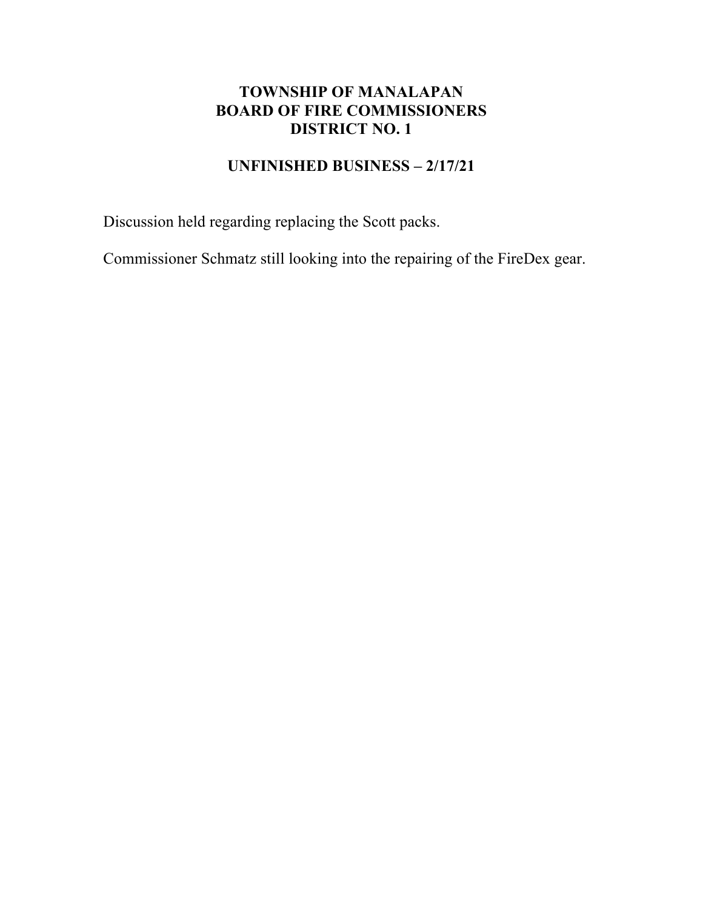# TOWNSHIP OF MANALAPAN
# BOARD OF FIRE COMMISSIONERS
# DISTRICT NO. 1

## UNFINISHED BUSINESS – 2/17/21

Discussion held regarding replacing the Scott packs.

Commissioner Schmatz still looking into the repairing of the FireDex gear.